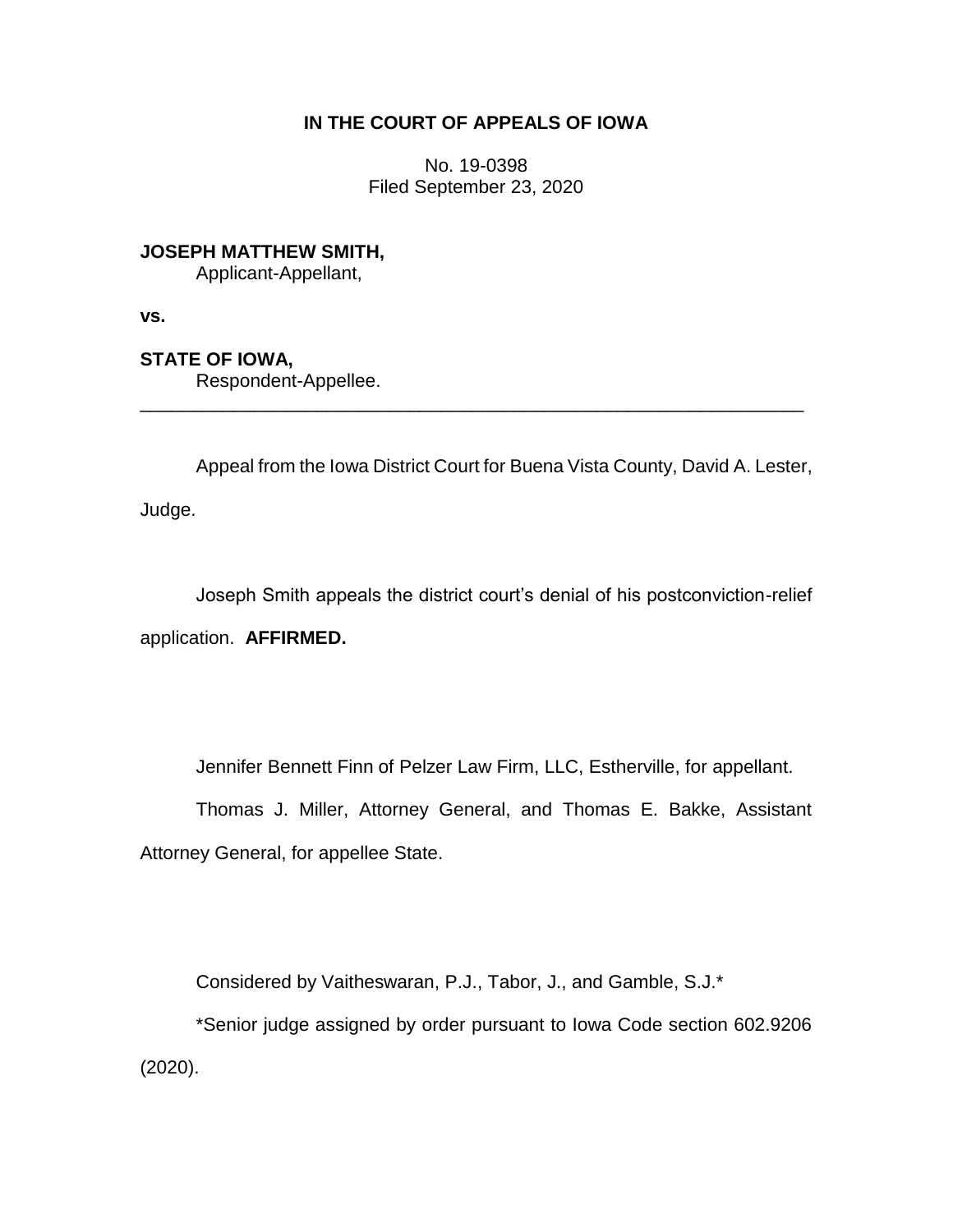# IN THE COURT OF APPEALS OF IOWA

No. 19-0398
Filed September 23, 2020

**JOSEPH MATTHEW SMITH,**
Applicant-Appellant,

**vs.**

**STATE OF IOWA,**
Respondent-Appellee.

---

Appeal from the Iowa District Court for Buena Vista County, David A. Lester, Judge.

Joseph Smith appeals the district court's denial of his postconviction-relief application. **AFFIRMED.**

Jennifer Bennett Finn of Pelzer Law Firm, LLC, Estherville, for appellant.

Thomas J. Miller, Attorney General, and Thomas E. Bakke, Assistant Attorney General, for appellee State.

Considered by Vaitheswaran, P.J., Tabor, J., and Gamble, S.J.*

*Senior judge assigned by order pursuant to Iowa Code section 602.9206 (2020).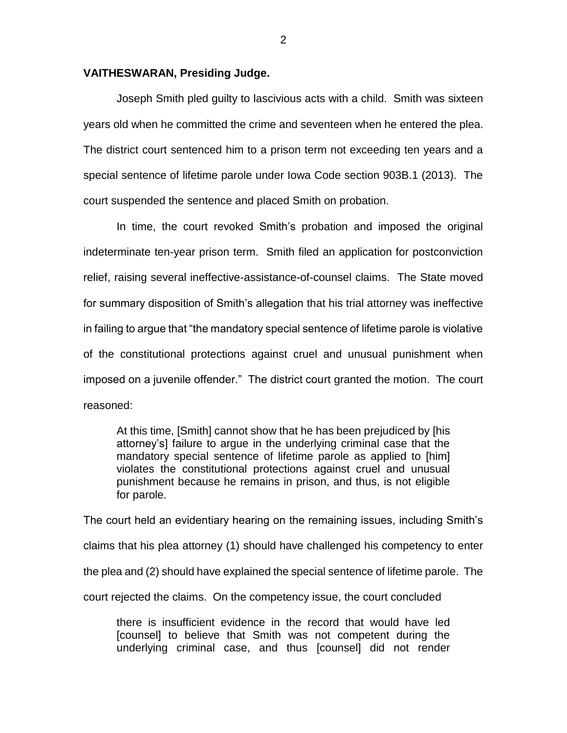**VAITHESWARAN, Presiding Judge.**

Joseph Smith pled guilty to lascivious acts with a child. Smith was sixteen years old when he committed the crime and seventeen when he entered the plea. The district court sentenced him to a prison term not exceeding ten years and a special sentence of lifetime parole under Iowa Code section 903B.1 (2013). The court suspended the sentence and placed Smith on probation.

In time, the court revoked Smith's probation and imposed the original indeterminate ten-year prison term. Smith filed an application for postconviction relief, raising several ineffective-assistance-of-counsel claims. The State moved for summary disposition of Smith's allegation that his trial attorney was ineffective in failing to argue that "the mandatory special sentence of lifetime parole is violative of the constitutional protections against cruel and unusual punishment when imposed on a juvenile offender." The district court granted the motion. The court reasoned:

> At this time, [Smith] cannot show that he has been prejudiced by [his attorney's] failure to argue in the underlying criminal case that the mandatory special sentence of lifetime parole as applied to [him] violates the constitutional protections against cruel and unusual punishment because he remains in prison, and thus, is not eligible for parole.

The court held an evidentiary hearing on the remaining issues, including Smith's claims that his plea attorney (1) should have challenged his competency to enter the plea and (2) should have explained the special sentence of lifetime parole. The court rejected the claims. On the competency issue, the court concluded

> there is insufficient evidence in the record that would have led [counsel] to believe that Smith was not competent during the underlying criminal case, and thus [counsel] did not render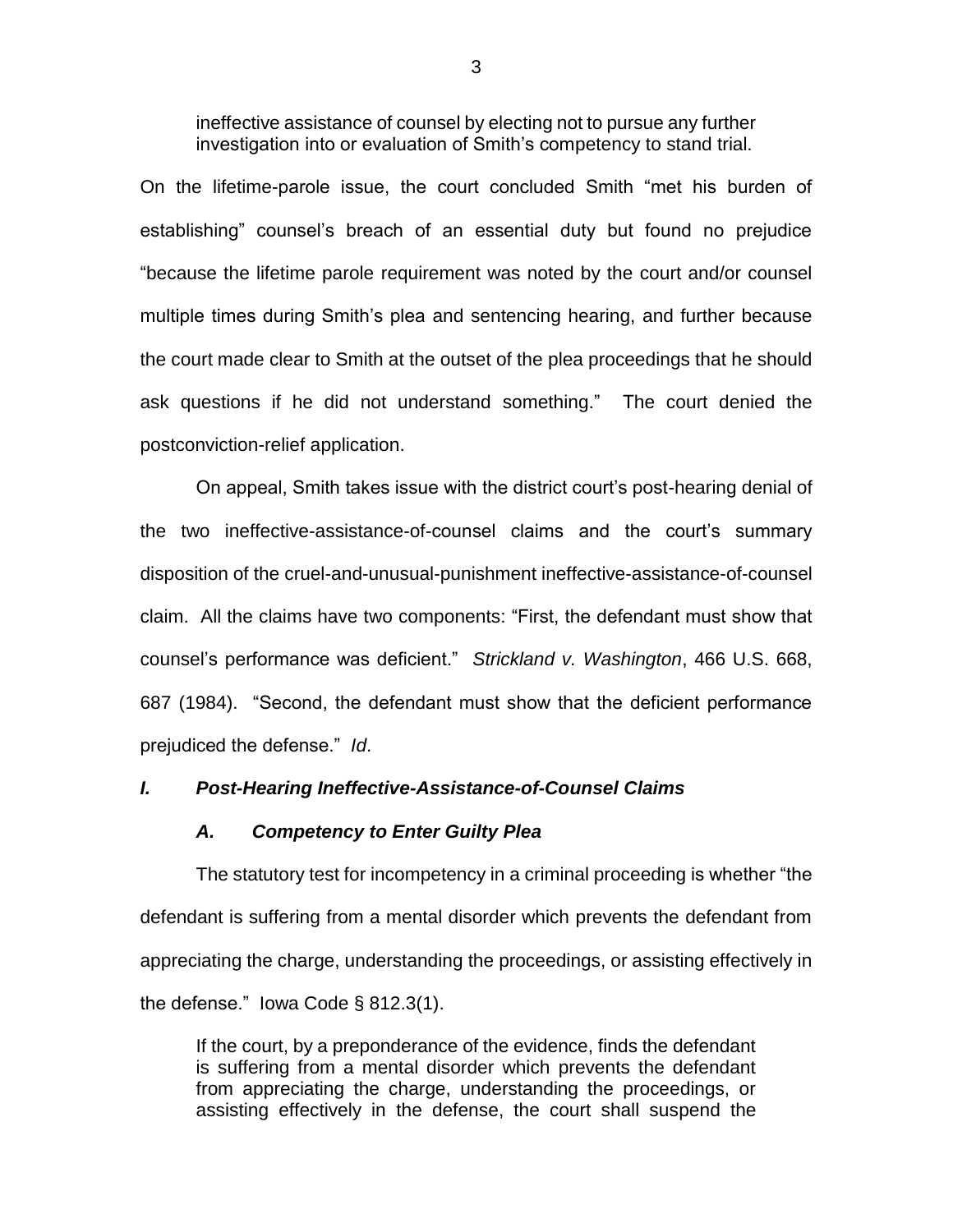> ineffective assistance of counsel by electing not to pursue any further investigation into or evaluation of Smith's competency to stand trial.

On the lifetime-parole issue, the court concluded Smith "met his burden of establishing" counsel's breach of an essential duty but found no prejudice "because the lifetime parole requirement was noted by the court and/or counsel multiple times during Smith's plea and sentencing hearing, and further because the court made clear to Smith at the outset of the plea proceedings that he should ask questions if he did not understand something." The court denied the postconviction-relief application.

On appeal, Smith takes issue with the district court's post-hearing denial of the two ineffective-assistance-of-counsel claims and the court's summary disposition of the cruel-and-unusual-punishment ineffective-assistance-of-counsel claim. All the claims have two components: "First, the defendant must show that counsel's performance was deficient." *Strickland v. Washington*, 466 U.S. 668, 687 (1984). "Second, the defendant must show that the deficient performance prejudiced the defense." *Id*.

### *I. Post-Hearing Ineffective-Assistance-of-Counsel Claims*

#### *A. Competency to Enter Guilty Plea*

The statutory test for incompetency in a criminal proceeding is whether "the defendant is suffering from a mental disorder which prevents the defendant from appreciating the charge, understanding the proceedings, or assisting effectively in the defense." Iowa Code § 812.3(1).

> If the court, by a preponderance of the evidence, finds the defendant is suffering from a mental disorder which prevents the defendant from appreciating the charge, understanding the proceedings, or assisting effectively in the defense, the court shall suspend the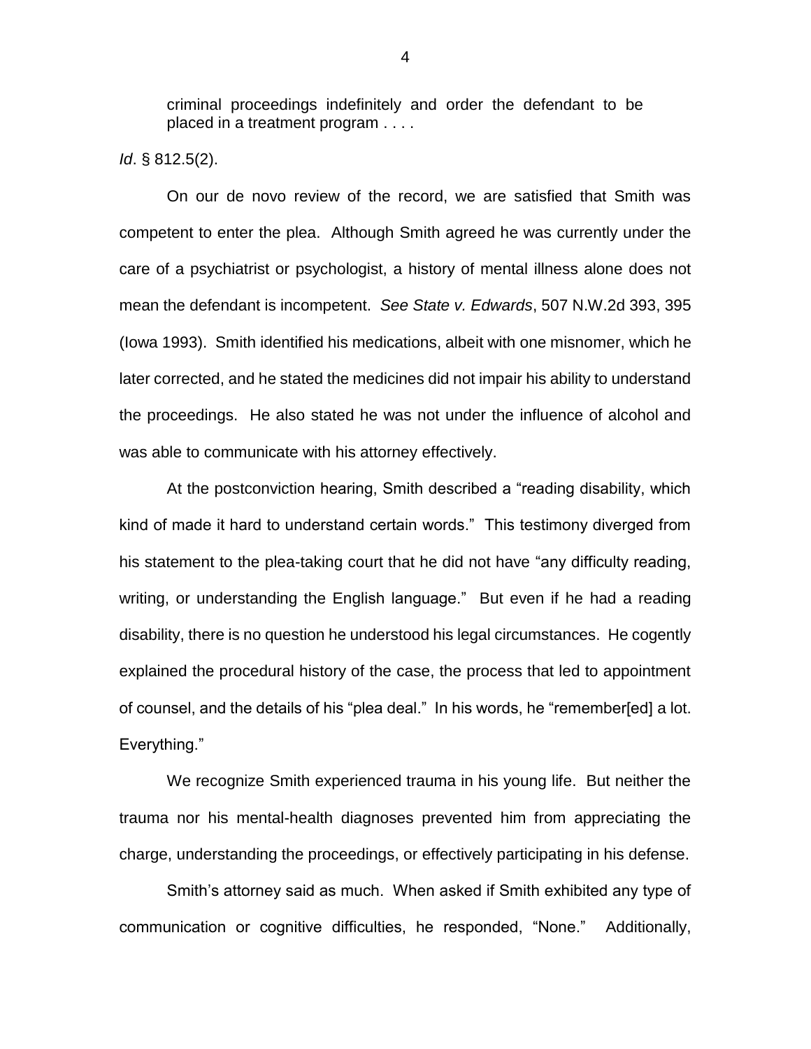> criminal proceedings indefinitely and order the defendant to be placed in a treatment program . . . .

*Id*. § 812.5(2).

On our de novo review of the record, we are satisfied that Smith was competent to enter the plea. Although Smith agreed he was currently under the care of a psychiatrist or psychologist, a history of mental illness alone does not mean the defendant is incompetent. *See State v. Edwards*, 507 N.W.2d 393, 395 (Iowa 1993). Smith identified his medications, albeit with one misnomer, which he later corrected, and he stated the medicines did not impair his ability to understand the proceedings. He also stated he was not under the influence of alcohol and was able to communicate with his attorney effectively.

At the postconviction hearing, Smith described a "reading disability, which kind of made it hard to understand certain words." This testimony diverged from his statement to the plea-taking court that he did not have "any difficulty reading, writing, or understanding the English language." But even if he had a reading disability, there is no question he understood his legal circumstances. He cogently explained the procedural history of the case, the process that led to appointment of counsel, and the details of his "plea deal." In his words, he "remember[ed] a lot. Everything."

We recognize Smith experienced trauma in his young life. But neither the trauma nor his mental-health diagnoses prevented him from appreciating the charge, understanding the proceedings, or effectively participating in his defense.

Smith's attorney said as much. When asked if Smith exhibited any type of communication or cognitive difficulties, he responded, "None." Additionally,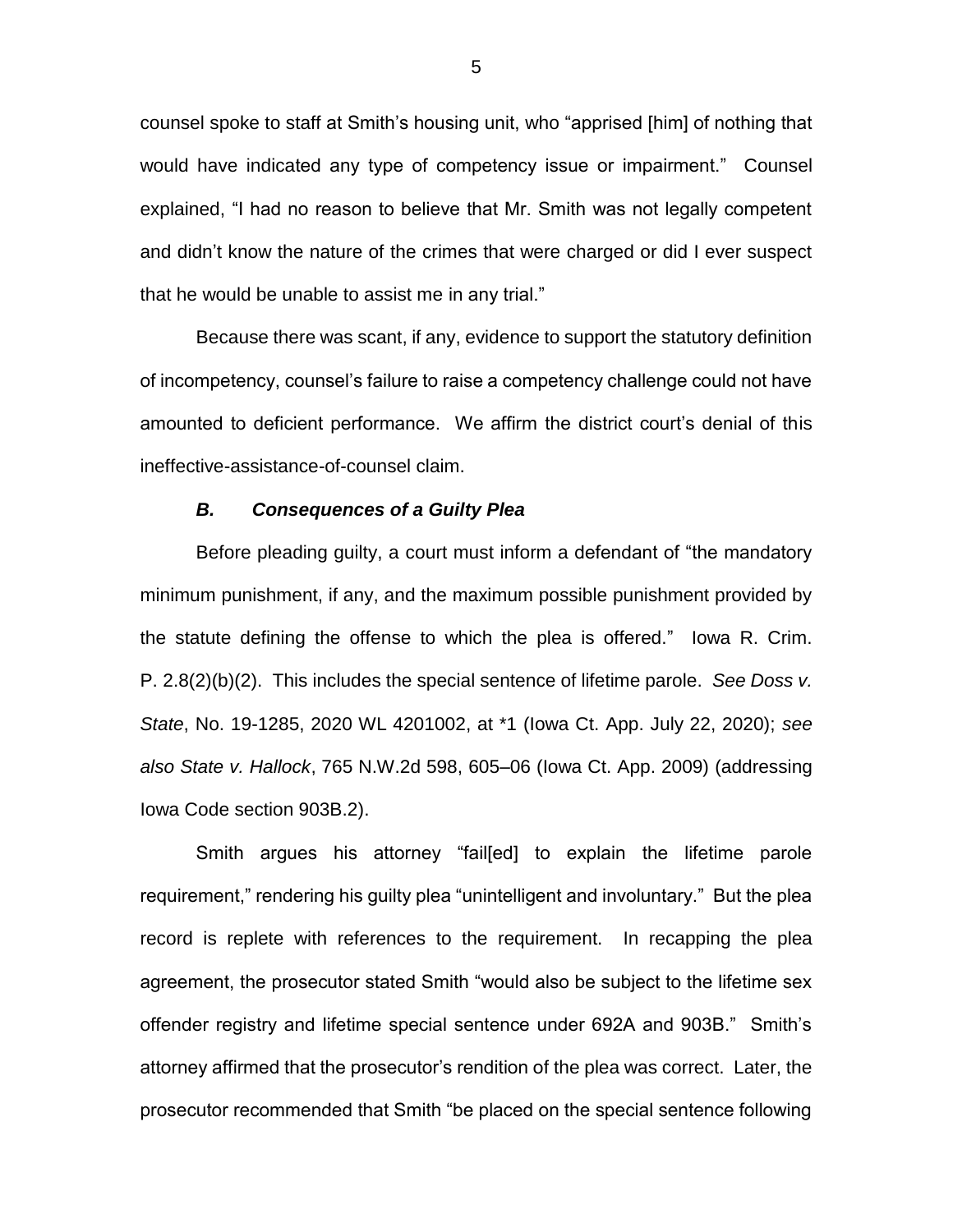counsel spoke to staff at Smith's housing unit, who "apprised [him] of nothing that would have indicated any type of competency issue or impairment." Counsel explained, "I had no reason to believe that Mr. Smith was not legally competent and didn't know the nature of the crimes that were charged or did I ever suspect that he would be unable to assist me in any trial."

Because there was scant, if any, evidence to support the statutory definition of incompetency, counsel's failure to raise a competency challenge could not have amounted to deficient performance. We affirm the district court's denial of this ineffective-assistance-of-counsel claim.

### *B. Consequences of a Guilty Plea*

Before pleading guilty, a court must inform a defendant of "the mandatory minimum punishment, if any, and the maximum possible punishment provided by the statute defining the offense to which the plea is offered." Iowa R. Crim. P. 2.8(2)(b)(2). This includes the special sentence of lifetime parole. *See Doss v. State*, No. 19-1285, 2020 WL 4201002, at *1 (Iowa Ct. App. July 22, 2020); *see also State v. Hallock*, 765 N.W.2d 598, 605–06 (Iowa Ct. App. 2009) (addressing Iowa Code section 903B.2).

Smith argues his attorney "fail[ed] to explain the lifetime parole requirement," rendering his guilty plea "unintelligent and involuntary." But the plea record is replete with references to the requirement. In recapping the plea agreement, the prosecutor stated Smith "would also be subject to the lifetime sex offender registry and lifetime special sentence under 692A and 903B." Smith's attorney affirmed that the prosecutor's rendition of the plea was correct. Later, the prosecutor recommended that Smith "be placed on the special sentence following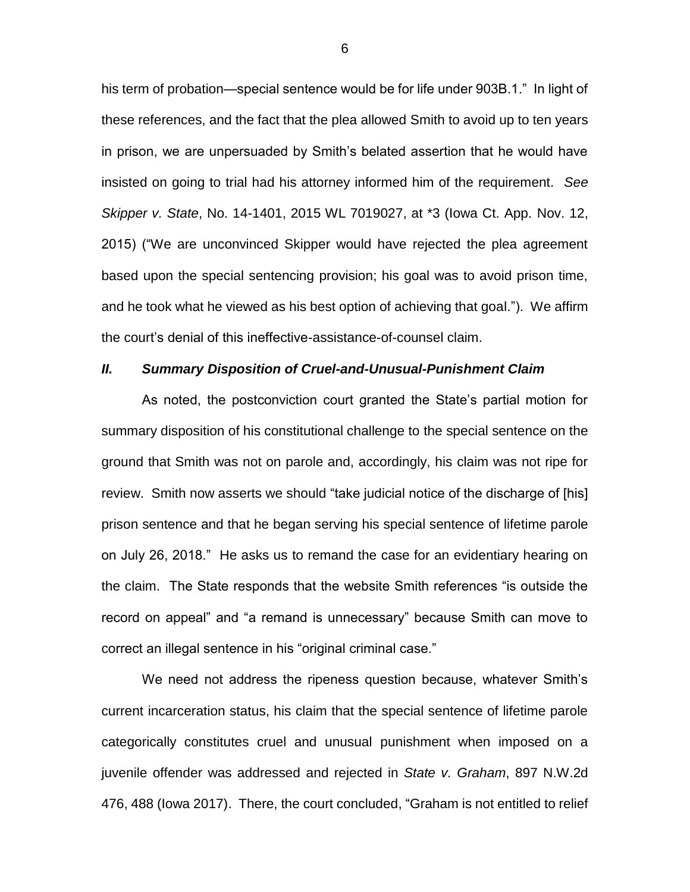his term of probation—special sentence would be for life under 903B.1." In light of these references, and the fact that the plea allowed Smith to avoid up to ten years in prison, we are unpersuaded by Smith's belated assertion that he would have insisted on going to trial had his attorney informed him of the requirement. *See Skipper v. State*, No. 14-1401, 2015 WL 7019027, at *3 (Iowa Ct. App. Nov. 12, 2015) ("We are unconvinced Skipper would have rejected the plea agreement based upon the special sentencing provision; his goal was to avoid prison time, and he took what he viewed as his best option of achieving that goal."). We affirm the court's denial of this ineffective-assistance-of-counsel claim.

## *II. Summary Disposition of Cruel-and-Unusual-Punishment Claim*

As noted, the postconviction court granted the State's partial motion for summary disposition of his constitutional challenge to the special sentence on the ground that Smith was not on parole and, accordingly, his claim was not ripe for review. Smith now asserts we should "take judicial notice of the discharge of [his] prison sentence and that he began serving his special sentence of lifetime parole on July 26, 2018." He asks us to remand the case for an evidentiary hearing on the claim. The State responds that the website Smith references "is outside the record on appeal" and "a remand is unnecessary" because Smith can move to correct an illegal sentence in his "original criminal case."

We need not address the ripeness question because, whatever Smith's current incarceration status, his claim that the special sentence of lifetime parole categorically constitutes cruel and unusual punishment when imposed on a juvenile offender was addressed and rejected in *State v. Graham*, 897 N.W.2d 476, 488 (Iowa 2017). There, the court concluded, "Graham is not entitled to relief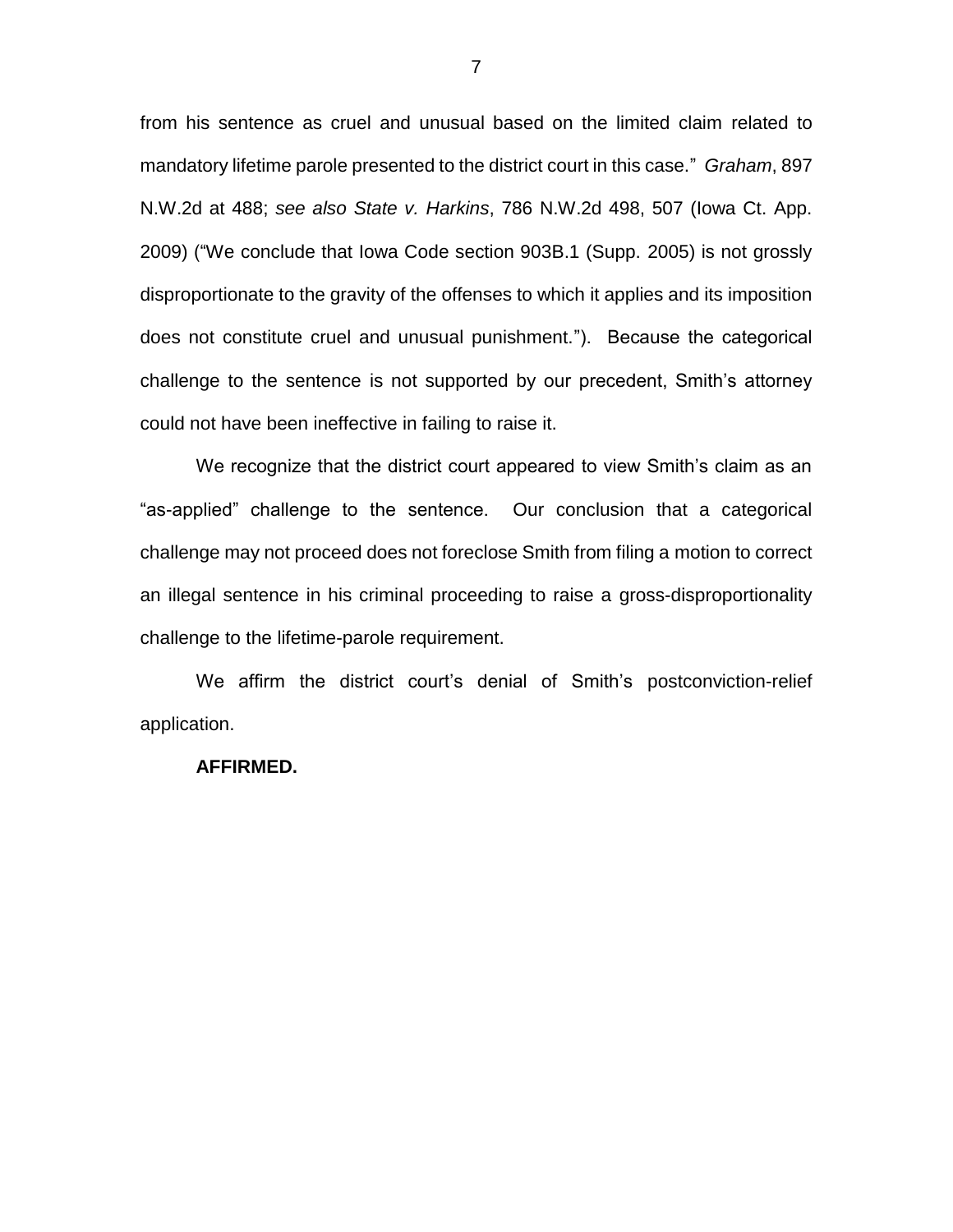from his sentence as cruel and unusual based on the limited claim related to mandatory lifetime parole presented to the district court in this case." *Graham*, 897 N.W.2d at 488; *see also State v. Harkins*, 786 N.W.2d 498, 507 (Iowa Ct. App. 2009) ("We conclude that Iowa Code section 903B.1 (Supp. 2005) is not grossly disproportionate to the gravity of the offenses to which it applies and its imposition does not constitute cruel and unusual punishment."). Because the categorical challenge to the sentence is not supported by our precedent, Smith's attorney could not have been ineffective in failing to raise it.

We recognize that the district court appeared to view Smith's claim as an "as-applied" challenge to the sentence. Our conclusion that a categorical challenge may not proceed does not foreclose Smith from filing a motion to correct an illegal sentence in his criminal proceeding to raise a gross-disproportionality challenge to the lifetime-parole requirement.

We affirm the district court's denial of Smith's postconviction-relief application.

**AFFIRMED.**